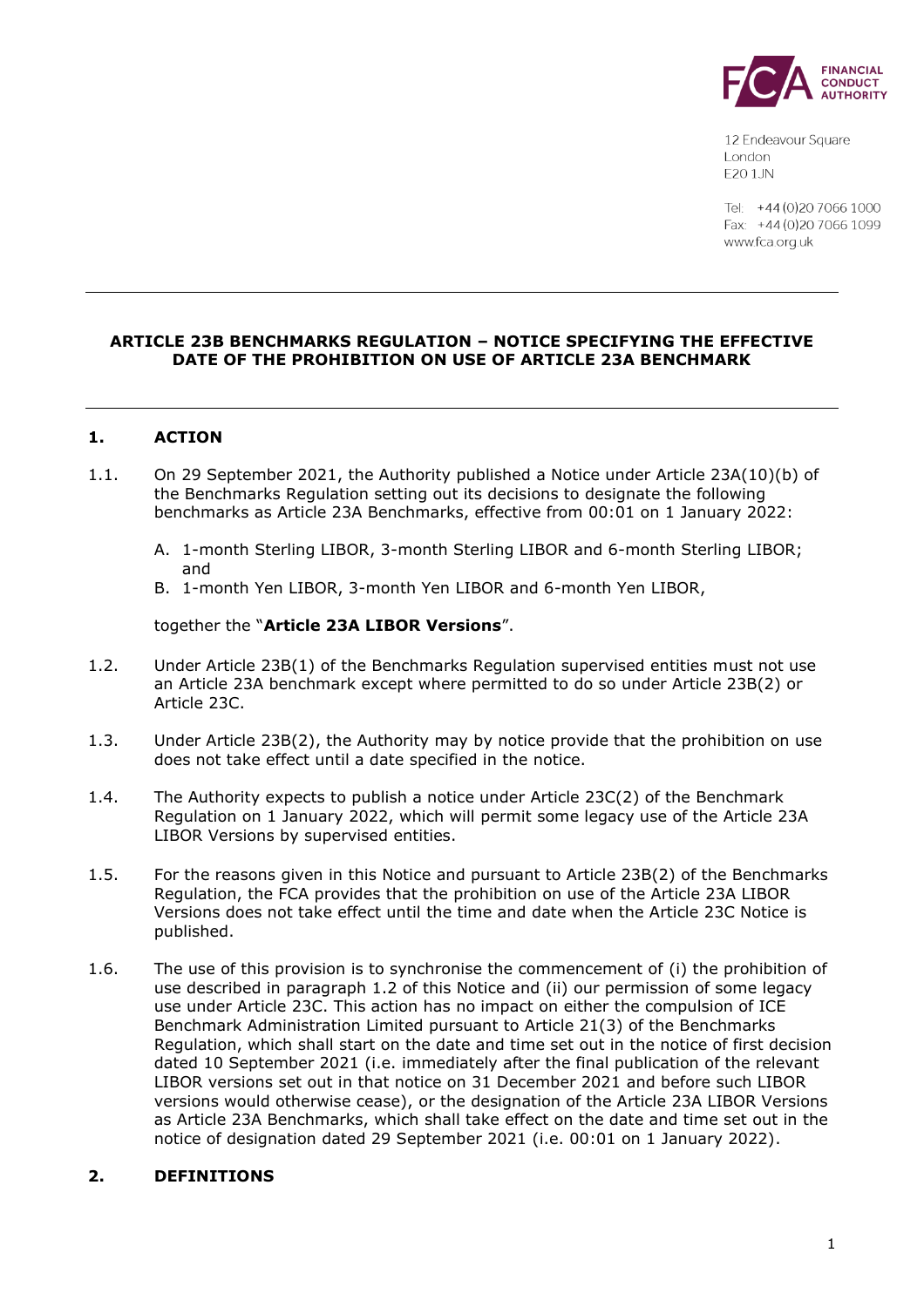FINANCIAL CONDUCT AUTHORITY

12 Endeavour Square
London
E20 1JN

Tel: +44 (0)20 7066 1000
Fax: +44 (0)20 7066 1099
www.fca.org.uk

---

**ARTICLE 23B BENCHMARKS REGULATION – NOTICE SPECIFYING THE EFFECTIVE DATE OF THE PROHIBITION ON USE OF ARTICLE 23A BENCHMARK**

---

## 1. ACTION

1.1. On 29 September 2021, the Authority published a Notice under Article 23A(10)(b) of the Benchmarks Regulation setting out its decisions to designate the following benchmarks as Article 23A Benchmarks, effective from 00:01 on 1 January 2022:

A. 1-month Sterling LIBOR, 3-month Sterling LIBOR and 6-month Sterling LIBOR; and

B. 1-month Yen LIBOR, 3-month Yen LIBOR and 6-month Yen LIBOR,

together the "**Article 23A LIBOR Versions**".

1.2. Under Article 23B(1) of the Benchmarks Regulation supervised entities must not use an Article 23A benchmark except where permitted to do so under Article 23B(2) or Article 23C.

1.3. Under Article 23B(2), the Authority may by notice provide that the prohibition on use does not take effect until a date specified in the notice.

1.4. The Authority expects to publish a notice under Article 23C(2) of the Benchmark Regulation on 1 January 2022, which will permit some legacy use of the Article 23A LIBOR Versions by supervised entities.

1.5. For the reasons given in this Notice and pursuant to Article 23B(2) of the Benchmarks Regulation, the FCA provides that the prohibition on use of the Article 23A LIBOR Versions does not take effect until the time and date when the Article 23C Notice is published.

1.6. The use of this provision is to synchronise the commencement of (i) the prohibition of use described in paragraph 1.2 of this Notice and (ii) our permission of some legacy use under Article 23C. This action has no impact on either the compulsion of ICE Benchmark Administration Limited pursuant to Article 21(3) of the Benchmarks Regulation, which shall start on the date and time set out in the notice of first decision dated 10 September 2021 (i.e. immediately after the final publication of the relevant LIBOR versions set out in that notice on 31 December 2021 and before such LIBOR versions would otherwise cease), or the designation of the Article 23A LIBOR Versions as Article 23A Benchmarks, which shall take effect on the date and time set out in the notice of designation dated 29 September 2021 (i.e. 00:01 on 1 January 2022).

## 2. DEFINITIONS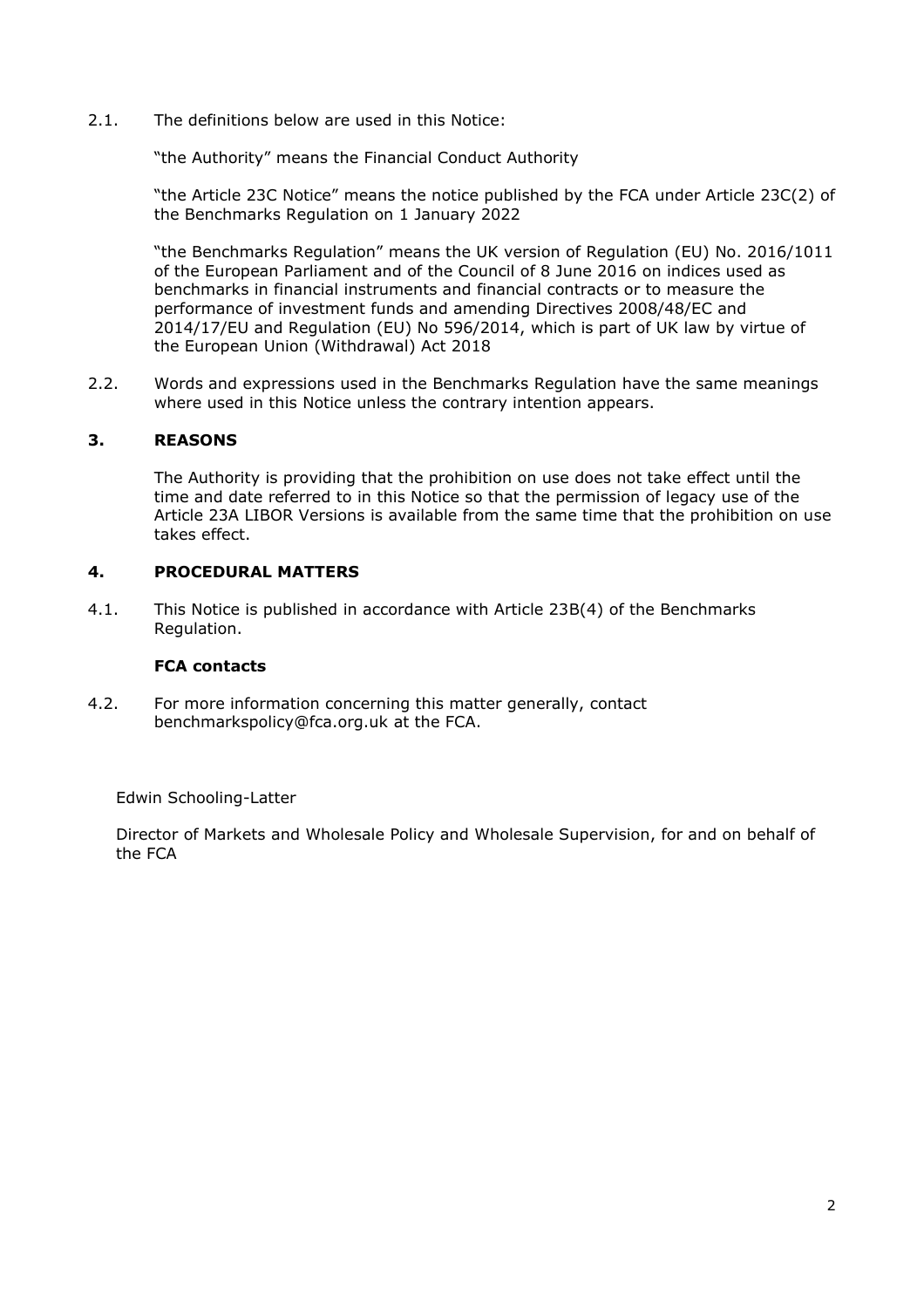2.1. The definitions below are used in this Notice:

"the Authority" means the Financial Conduct Authority

"the Article 23C Notice" means the notice published by the FCA under Article 23C(2) of the Benchmarks Regulation on 1 January 2022

"the Benchmarks Regulation" means the UK version of Regulation (EU) No. 2016/1011 of the European Parliament and of the Council of 8 June 2016 on indices used as benchmarks in financial instruments and financial contracts or to measure the performance of investment funds and amending Directives 2008/48/EC and 2014/17/EU and Regulation (EU) No 596/2014, which is part of UK law by virtue of the European Union (Withdrawal) Act 2018

2.2. Words and expressions used in the Benchmarks Regulation have the same meanings where used in this Notice unless the contrary intention appears.

## 3. REASONS

The Authority is providing that the prohibition on use does not take effect until the time and date referred to in this Notice so that the permission of legacy use of the Article 23A LIBOR Versions is available from the same time that the prohibition on use takes effect.

## 4. PROCEDURAL MATTERS

4.1. This Notice is published in accordance with Article 23B(4) of the Benchmarks Regulation.

### FCA contacts

4.2. For more information concerning this matter generally, contact benchmarkspolicy@fca.org.uk at the FCA.

Edwin Schooling-Latter

Director of Markets and Wholesale Policy and Wholesale Supervision, for and on behalf of the FCA